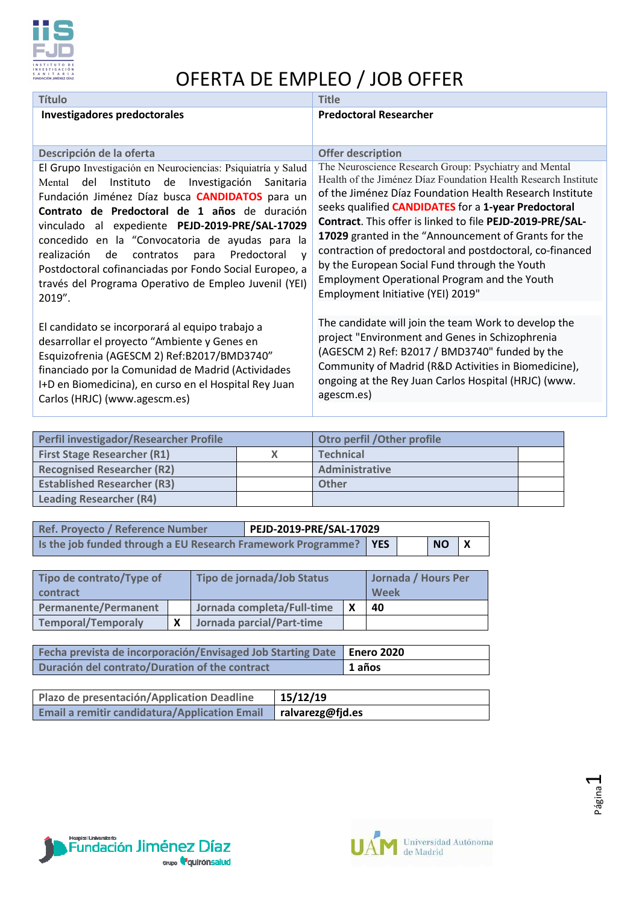# OFERTA DE EMPLEO / JOB OFFER

| Título | Title |
|---|---|
| **Investigadores predoctorales** | **Predoctoral Researcher** |
| Descripción de la oferta | Offer description |
| El Grupo Investigación en Neurociencias: Psiquiatría y Salud Mental del Instituto de Investigación Sanitaria Fundación Jiménez Díaz busca **CANDIDATOS** para un **Contrato de Predoctoral de 1 años** de duración vinculado al expediente **PEJD-2019-PRE/SAL-17029** concedido en la "Convocatoria de ayudas para la realización de contratos para Predoctoral y Postdoctoral cofinanciadas por Fondo Social Europeo, a través del Programa Operativo de Empleo Juvenil (YEI) 2019".<br><br>El candidato se incorporará al equipo trabajo a desarrollar el proyecto "Ambiente y Genes en Esquizofrenia (AGESCM 2) Ref:B2017/BMD3740" financiado por la Comunidad de Madrid (Actividades I+D en Biomedicina), en curso en el Hospital Rey Juan Carlos (HRJC) (www.agescm.es) | The Neuroscience Research Group: Psychiatry and Mental Health of the Jiménez Díaz Foundation Health Research Institute of the Jiménez Díaz Foundation Health Research Institute seeks qualified **CANDIDATES** for a **1-year Predoctoral Contract**. This offer is linked to file **PEJD-2019-PRE/SAL-17029** granted in the "Announcement of Grants for the contraction of predoctoral and postdoctoral, co-financed by the European Social Fund through the Youth Employment Operational Program and the Youth Employment Initiative (YEI) 2019"<br><br>The candidate will join the team Work to develop the project "Environment and Genes in Schizophrenia (AGESCM 2) Ref: B2017 / BMD3740" funded by the Community of Madrid (R&D Activities in Biomedicine), ongoing at the Rey Juan Carlos Hospital (HRJC) (www. agescm.es) |

| Perfil investigador/Researcher Profile | | Otro perfil /Other profile | |
|---|---|---|---|
| First Stage Researcher (R1) | X | Technical | |
| Recognised Researcher (R2) | | Administrative | |
| Established Researcher (R3) | | Other | |
| Leading Researcher (R4) | | | |

| Ref. Proyecto / Reference Number | PEJD-2019-PRE/SAL-17029 | | | |
|---|---|---|---|---|
| Is the job funded through a EU Research Framework Programme? | YES | | NO | X |

| Tipo de contrato/Type of contract | | Tipo de jornada/Job Status | | Jornada / Hours Per Week |
|---|---|---|---|---|
| Permanente/Permanent | | Jornada completa/Full-time | X | 40 |
| Temporal/Temporaly | X | Jornada parcial/Part-time | | |

| | |
|---|---|
| Fecha prevista de incorporación/Envisaged Job Starting Date | Enero 2020 |
| Duración del contrato/Duration of the contract | 1 años |

| | |
|---|---|
| Plazo de presentación/Application Deadline | 15/12/19 |
| Email a remitir candidatura/Application Email | ralvarezg@fjd.es |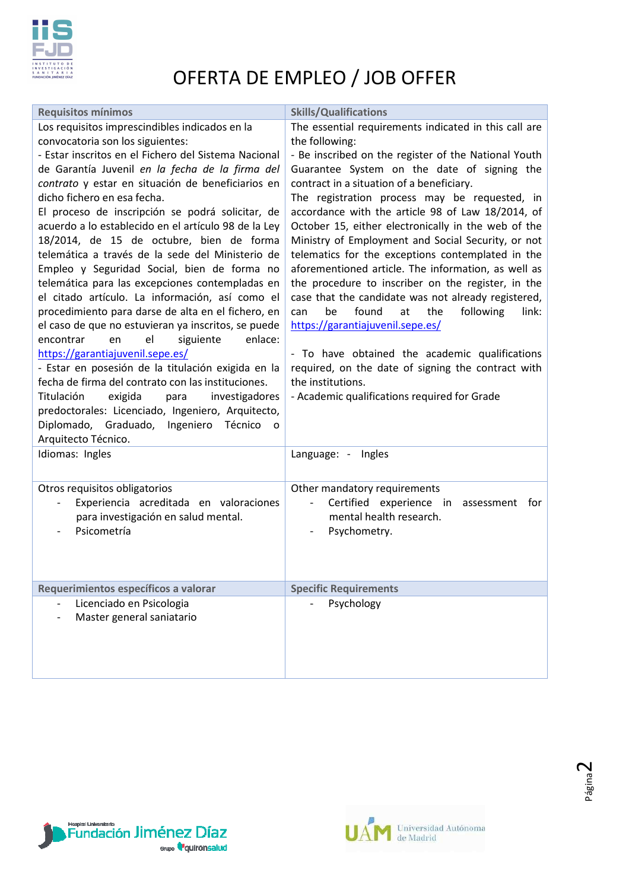# OFERTA DE EMPLEO / JOB OFFER

| Requisitos mínimos | Skills/Qualifications |
|---|---|
| Los requisitos imprescindibles indicados en la convocatoria son los siguientes:<br>- Estar inscritos en el Fichero del Sistema Nacional de Garantía Juvenil *en la fecha de la firma del contrato* y estar en situación de beneficiarios en dicho fichero en esa fecha.<br>El proceso de inscripción se podrá solicitar, de acuerdo a lo establecido en el artículo 98 de la Ley 18/2014, de 15 de octubre, bien de forma telemática a través de la sede del Ministerio de Empleo y Seguridad Social, bien de forma no telemática para las excepciones contempladas en el citado artículo. La información, así como el procedimiento para darse de alta en el fichero, en el caso de que no estuvieran ya inscritos, se puede encontrar en el siguiente enlace: https://garantiajuvenil.sepe.es/<br>- Estar en posesión de la titulación exigida en la fecha de firma del contrato con las instituciones.<br>Titulación exigida para investigadores predoctorales: Licenciado, Ingeniero, Arquitecto, Diplomado, Graduado, Ingeniero Técnico o Arquitecto Técnico. | The essential requirements indicated in this call are the following:<br>- Be inscribed on the register of the National Youth Guarantee System on the date of signing the contract in a situation of a beneficiary.<br>The registration process may be requested, in accordance with the article 98 of Law 18/2014, of October 15, either electronically in the web of the Ministry of Employment and Social Security, or not telematics for the exceptions contemplated in the aforementioned article. The information, as well as the procedure to inscriber on the register, in the case that the candidate was not already registered, can be found at the following link: https://garantiajuvenil.sepe.es/<br><br>- To have obtained the academic qualifications required, on the date of signing the contract with the institutions.<br>- Academic qualifications required for Grade |
| Idiomas: Ingles | Language: - Ingles |
| Otros requisitos obligatorios<br>- Experiencia acreditada en valoraciones para investigación en salud mental.<br>- Psicometría | Other mandatory requirements<br>- Certified experience in assessment for mental health research.<br>- Psychometry. |
| **Requerimientos específicos a valorar** | **Specific Requirements** |
| - Licenciado en Psicologia<br>- Master general saniatario | - Psychology |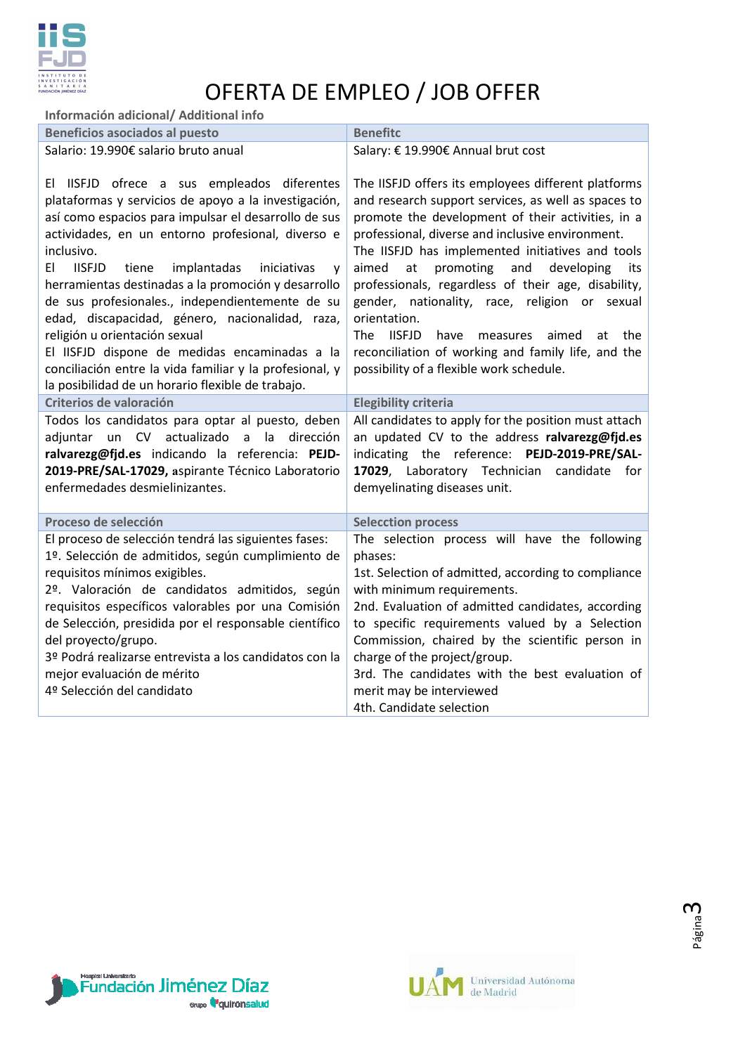# OFERTA DE EMPLEO / JOB OFFER

**Información adicional/ Additional info**

| Beneficios asociados al puesto | Benefitc |
|---|---|
| Salario: 19.990€ salario bruto anual<br><br>El IISFJD ofrece a sus empleados diferentes plataformas y servicios de apoyo a la investigación, así como espacios para impulsar el desarrollo de sus actividades, en un entorno profesional, diverso e inclusivo.<br>El IISFJD tiene implantadas iniciativas y herramientas destinadas a la promoción y desarrollo de sus profesionales., independientemente de su edad, discapacidad, género, nacionalidad, raza, religión u orientación sexual<br>El IISFJD dispone de medidas encaminadas a la conciliación entre la vida familiar y la profesional, y la posibilidad de un horario flexible de trabajo. | Salary: € 19.990€ Annual brut cost<br><br>The IISFJD offers its employees different platforms and research support services, as well as spaces to promote the development of their activities, in a professional, diverse and inclusive environment.<br>The IISFJD has implemented initiatives and tools aimed at promoting and developing its professionals, regardless of their age, disability, gender, nationality, race, religion or sexual orientation.<br>The IISFJD have measures aimed at the reconciliation of working and family life, and the possibility of a flexible work schedule. |
| **Criterios de valoración** | **Elegibility criteria** |
| Todos los candidatos para optar al puesto, deben adjuntar un CV actualizado a la dirección **ralvarezg@fjd.es** indicando la referencia: **PEJD-2019-PRE/SAL-17029, a**spirante Técnico Laboratorio enfermedades desmielinizantes. | All candidates to apply for the position must attach an updated CV to the address **ralvarezg@fjd.es** indicating the reference: **PEJD-2019-PRE/SAL-17029**, Laboratory Technician candidate for demyelinating diseases unit. |
| **Proceso de selección** | **Selecction process** |
| El proceso de selección tendrá las siguientes fases:<br>1º. Selección de admitidos, según cumplimiento de requisitos mínimos exigibles.<br>2º. Valoración de candidatos admitidos, según requisitos específicos valorables por una Comisión de Selección, presidida por el responsable científico del proyecto/grupo.<br>3º Podrá realizarse entrevista a los candidatos con la mejor evaluación de mérito<br>4º Selección del candidato | The selection process will have the following phases:<br>1st. Selection of admitted, according to compliance with minimum requirements.<br>2nd. Evaluation of admitted candidates, according to specific requirements valued by a Selection Commission, chaired by the scientific person in charge of the project/group.<br>3rd. The candidates with the best evaluation of merit may be interviewed<br>4th. Candidate selection |